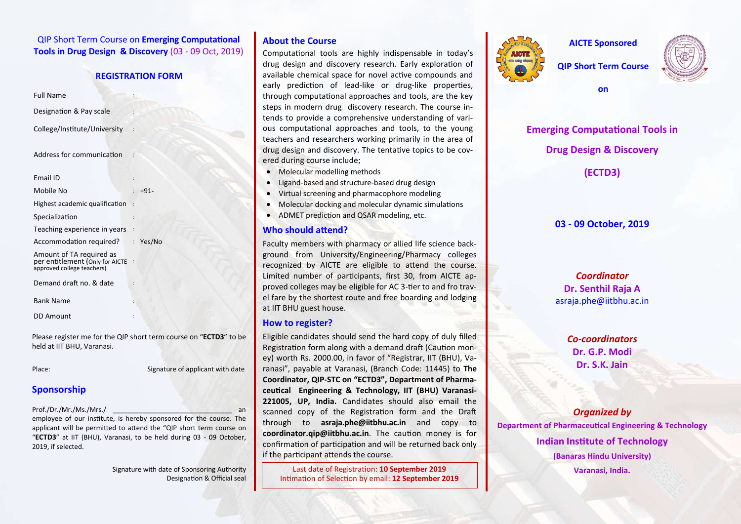## QIP Short Term Course on **Emerging Computational Tools in Drug Design & Discovery** (03 - 09 Oct, 2019)

### REGISTRATION FORM

| | |
|---|---|
| Full Name | : |
| Designation & Pay scale | : |
| College/Institute/University | : |
| Address for communication | : |
| Email ID | : |
| Mobile No | : +91- |
| Highest academic qualification | : |
| Specialization | : |
| Teaching experience in years | : |
| Accommodation required? | : Yes/No |
| Amount of TA required as per entitlement (Only for AICTE approved college teachers) | : |
| Demand draft no. & date | : |
| Bank Name | : |
| DD Amount | : |

Please register me for the QIP short term course on "**ECTD3**" to be held at IIT BHU, Varanasi.

Place: Signature of applicant with date

## Sponsorship

Prof./Dr./Mr./Ms./Mrs./ _______________________________ an employee of our institute, is hereby sponsored for the course. The applicant will be permitted to attend the "QIP short term course on "**ECTD3**" at IIT (BHU), Varanasi, to be held during 03 - 09 October, 2019, if selected.

Signature with date of Sponsoring Authority
Designation & Official seal

## About the Course

Computational tools are highly indispensable in today's drug design and discovery research. Early exploration of available chemical space for novel active compounds and early prediction of lead-like or drug-like properties, through computational approaches and tools, are the key steps in modern drug discovery research. The course intends to provide a comprehensive understanding of various computational approaches and tools, to the young teachers and researchers working primarily in the area of drug design and discovery. The tentative topics to be covered during course include;

- Molecular modelling methods
- Ligand-based and structure-based drug design
- Virtual screening and pharmacophore modeling
- Molecular docking and molecular dynamic simulations
- ADMET prediction and QSAR modeling, etc.

## Who should attend?

Faculty members with pharmacy or allied life science background from University/Engineering/Pharmacy colleges recognized by AICTE are eligible to attend the course. Limited number of participants, first 30, from AICTE approved colleges may be eligible for AC 3-tier to and fro travel fare by the shortest route and free boarding and lodging at IIT BHU guest house.

## How to register?

Eligible candidates should send the hard copy of duly filled Registration form along with a demand draft (Caution money) worth Rs. 2000.00, in favor of "Registrar, IIT (BHU), Varanasi", payable at Varanasi, (Branch Code: 11445) to **The Coordinator, QIP-STC on "ECTD3", Department of Pharmaceutical Engineering & Technology, IIT (BHU) Varanasi-221005, UP, India.** Candidates should also email the scanned copy of the Registration form and the Draft through to **asraja.phe@iitbhu.ac.in** and copy to **coordinator.qip@iitbhu.ac.in**. The caution money is for confirmation of participation and will be returned back only if the participant attends the course.

Last date of Registration: **10 September 2019**
Intimation of Selection by email: **12 September 2019**

**AICTE Sponsored**

**QIP Short Term Course**

**on**

# Emerging Computational Tools in Drug Design & Discovery (ECTD3)

**03 - 09 October, 2019**

***Coordinator***
**Dr. Senthil Raja A**
asraja.phe@iitbhu.ac.in

***Co-coordinators***
**Dr. G.P. Modi**
**Dr. S.K. Jain**

***Organized by***
**Department of Pharmaceutical Engineering & Technology**
**Indian Institute of Technology**
**(Banaras Hindu University)**
**Varanasi, India.**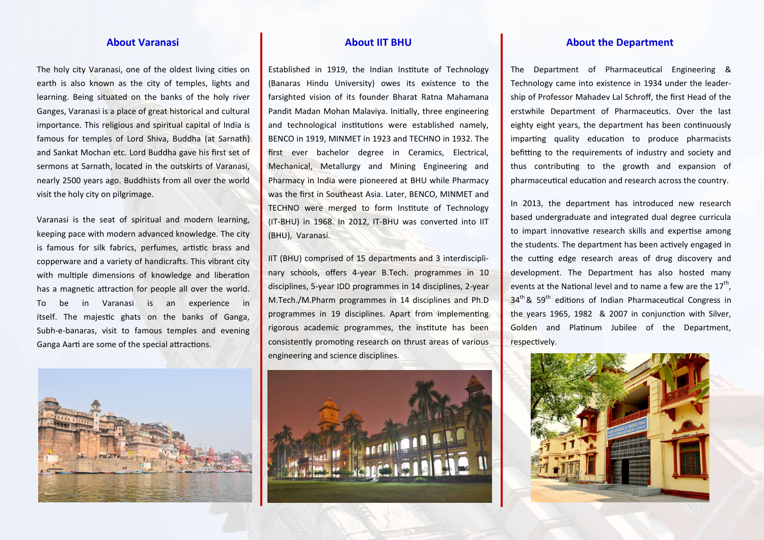## About Varanasi

The holy city Varanasi, one of the oldest living cities on earth is also known as the city of temples, lights and learning. Being situated on the banks of the holy river Ganges, Varanasi is a place of great historical and cultural importance. This religious and spiritual capital of India is famous for temples of Lord Shiva, Buddha (at Sarnath) and Sankat Mochan etc. Lord Buddha gave his first set of sermons at Sarnath, located in the outskirts of Varanasi, nearly 2500 years ago. Buddhists from all over the world visit the holy city on pilgrimage.

Varanasi is the seat of spiritual and modern learning, keeping pace with modern advanced knowledge. The city is famous for silk fabrics, perfumes, artistic brass and copperware and a variety of handicrafts. This vibrant city with multiple dimensions of knowledge and liberation has a magnetic attraction for people all over the world. To be in Varanasi is an experience in itself. The majestic ghats on the banks of Ganga, Subh-e-banaras, visit to famous temples and evening Ganga Aarti are some of the special attractions.

## About IIT BHU

Established in 1919, the Indian Institute of Technology (Banaras Hindu University) owes its existence to the farsighted vision of its founder Bharat Ratna Mahamana Pandit Madan Mohan Malaviya. Initially, three engineering and technological institutions were established namely, BENCO in 1919, MINMET in 1923 and TECHNO in 1932. The first ever bachelor degree in Ceramics, Electrical, Mechanical, Metallurgy and Mining Engineering and Pharmacy in India were pioneered at BHU while Pharmacy was the first in Southeast Asia. Later, BENCO, MINMET and TECHNO were merged to form Institute of Technology (IT-BHU) in 1968. In 2012, IT-BHU was converted into IIT (BHU), Varanasi.

IIT (BHU) comprised of 15 departments and 3 interdisciplinary schools, offers 4-year B.Tech. programmes in 10 disciplines, 5-year IDD programmes in 14 disciplines, 2-year M.Tech./M.Pharm programmes in 14 disciplines and Ph.D programmes in 19 disciplines. Apart from implementing rigorous academic programmes, the institute has been consistently promoting research on thrust areas of various engineering and science disciplines.

## About the Department

The Department of Pharmaceutical Engineering & Technology came into existence in 1934 under the leadership of Professor Mahadev Lal Schroff, the first Head of the erstwhile Department of Pharmaceutics. Over the last eighty eight years, the department has been continuously imparting quality education to produce pharmacists befitting to the requirements of industry and society and thus contributing to the growth and expansion of pharmaceutical education and research across the country.

In 2013, the department has introduced new research based undergraduate and integrated dual degree curricula to impart innovative research skills and expertise among the students. The department has been actively engaged in the cutting edge research areas of drug discovery and development. The Department has also hosted many events at the National level and to name a few are the $17^{th}$, $34^{th}$ & $59^{th}$ editions of Indian Pharmaceutical Congress in the years 1965, 1982 & 2007 in conjunction with Silver, Golden and Platinum Jubilee of the Department, respectively.